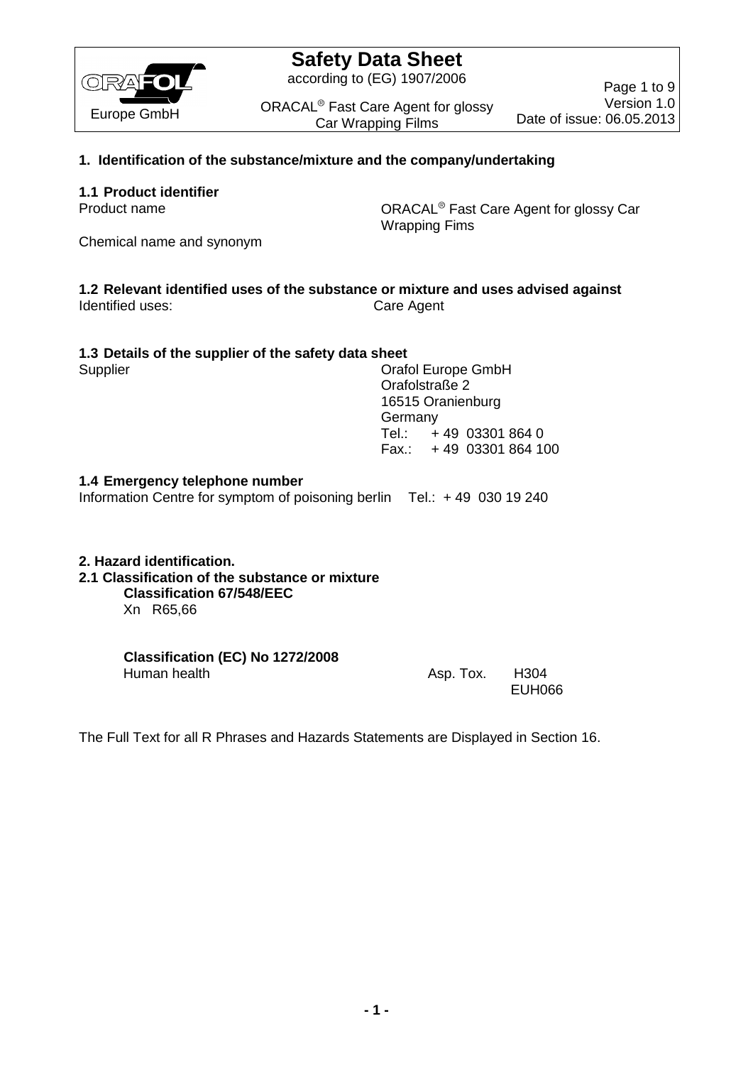# Safety Data Sheet

according to (EG) 1907/2006

ORACAL® Fast Care Agent for glossy Car Wrapping Films

Version 1.0
Date of issue: 06.05.2013

## 1. Identification of the substance/mixture and the company/undertaking

### 1.1 Product identifier

| | |
|---|---|
| Product name | ORACAL® Fast Care Agent for glossy Car Wrapping Fims |
| Chemical name and synonym | |

### 1.2 Relevant identified uses of the substance or mixture and uses advised against

| | |
|---|---|
| Identified uses: | Care Agent |

### 1.3 Details of the supplier of the safety data sheet

Supplier

Orafol Europe GmbH
Orafolstraße 2
16515 Oranienburg
Germany
Tel.: + 49 03301 864 0
Fax.: + 49 03301 864 100

### 1.4 Emergency telephone number

Information Centre for symptom of poisoning berlin Tel.: + 49 030 19 240

## 2. Hazard identification.

### 2.1 Classification of the substance or mixture

**Classification 67/548/EEC**

Xn R65,66

**Classification (EC) No 1272/2008**

| | | |
|---|---|---|
| Human health | Asp. Tox. | H304 |
| | | EUH066 |

The Full Text for all R Phrases and Hazards Statements are Displayed in Section 16.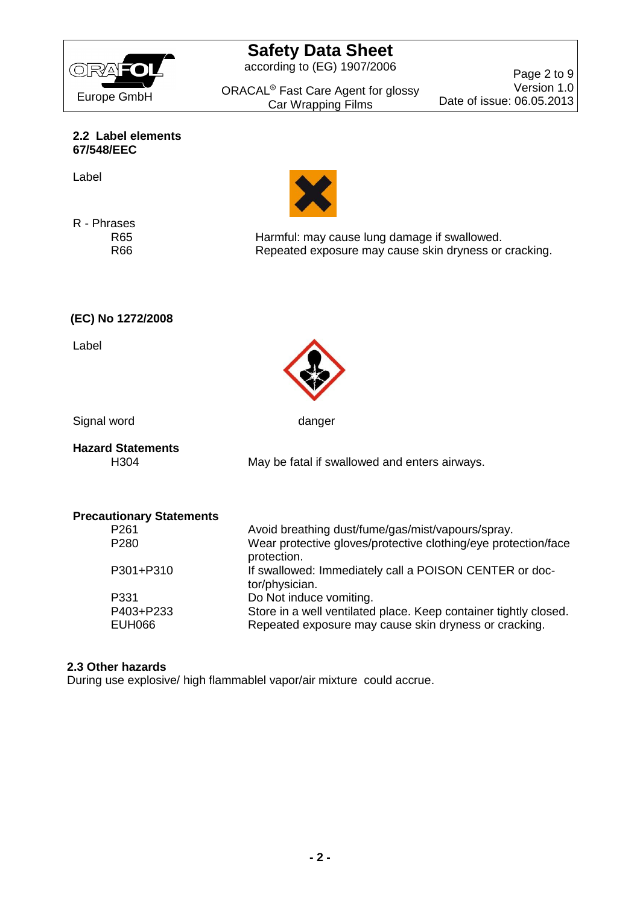### 2.2 Label elements
**67/548/EEC**

Label

R - Phrases

| | |
|---|---|
| R65 | Harmful: may cause lung damage if swallowed. |
| R66 | Repeated exposure may cause skin dryness or cracking. |

### (EC) No 1272/2008

Label

Signal word: danger

**Hazard Statements**

| | |
|---|---|
| H304 | May be fatal if swallowed and enters airways. |

**Precautionary Statements**

| | |
|---|---|
| P261 | Avoid breathing dust/fume/gas/mist/vapours/spray. |
| P280 | Wear protective gloves/protective clothing/eye protection/face protection. |
| P301+P310 | If swallowed: Immediately call a POISON CENTER or doctor/physician. |
| P331 | Do Not induce vomiting. |
| P403+P233 | Store in a well ventilated place. Keep container tightly closed. |
| EUH066 | Repeated exposure may cause skin dryness or cracking. |

### 2.3 Other hazards
During use explosive/ high flammablel vapor/air mixture could accrue.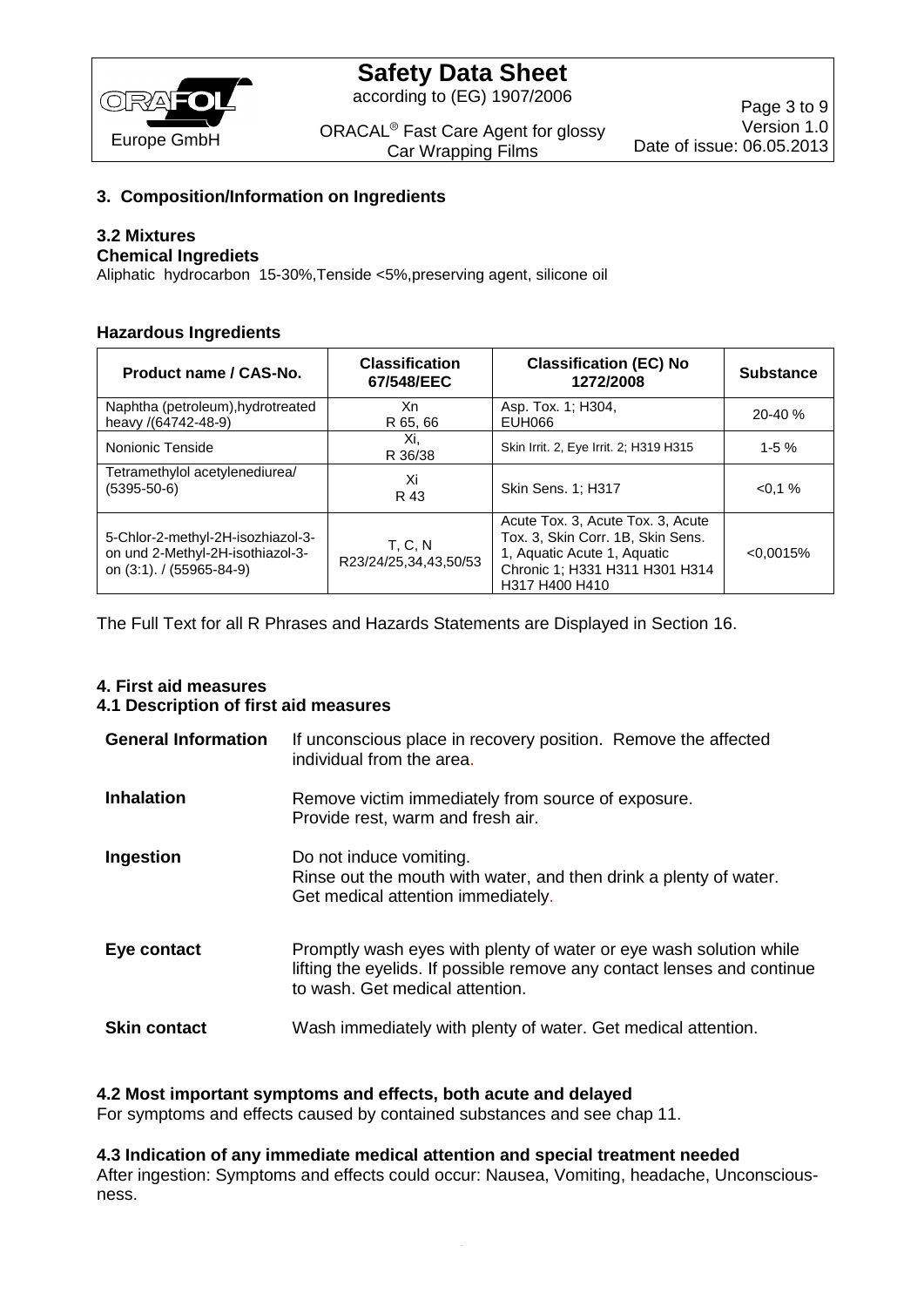## 3. Composition/Information on Ingredients

### 3.2 Mixtures

**Chemical Ingrediets**

Aliphatic hydrocarbon 15-30%,Tenside <5%,preserving agent, silicone oil

**Hazardous Ingredients**

| Product name / CAS-No. | Classification 67/548/EEC | Classification (EC) No 1272/2008 | Substance |
|---|---|---|---|
| Naphtha (petroleum),hydrotreated heavy /(64742-48-9) | Xn<br>R 65, 66 | Asp. Tox. 1; H304, EUH066 | 20-40 % |
| Nonionic Tenside | Xi,<br>R 36/38 | Skin Irrit. 2, Eye Irrit. 2; H319 H315 | 1-5 % |
| Tetramethylol acetylenediurea/ (5395-50-6) | Xi<br>R 43 | Skin Sens. 1; H317 | <0,1 % |
| 5-Chlor-2-methyl-2H-isozhiazol-3-on und 2-Methyl-2H-isothiazol-3-on (3:1). / (55965-84-9) | T, C, N<br>R23/24/25,34,43,50/53 | Acute Tox. 3, Acute Tox. 3, Acute Tox. 3, Skin Corr. 1B, Skin Sens. 1, Aquatic Acute 1, Aquatic Chronic 1; H331 H311 H301 H314 H317 H400 H410 | <0,0015% |

The Full Text for all R Phrases and Hazards Statements are Displayed in Section 16.

## 4. First aid measures

### 4.1 Description of first aid measures

**General Information** If unconscious place in recovery position. Remove the affected individual from the area.

**Inhalation** Remove victim immediately from source of exposure. Provide rest, warm and fresh air.

**Ingestion** Do not induce vomiting. Rinse out the mouth with water, and then drink a plenty of water. Get medical attention immediately.

**Eye contact** Promptly wash eyes with plenty of water or eye wash solution while lifting the eyelids. If possible remove any contact lenses and continue to wash. Get medical attention.

**Skin contact** Wash immediately with plenty of water. Get medical attention.

### 4.2 Most important symptoms and effects, both acute and delayed

For symptoms and effects caused by contained substances and see chap 11.

### 4.3 Indication of any immediate medical attention and special treatment needed

After ingestion: Symptoms and effects could occur: Nausea, Vomiting, headache, Unconsciousness.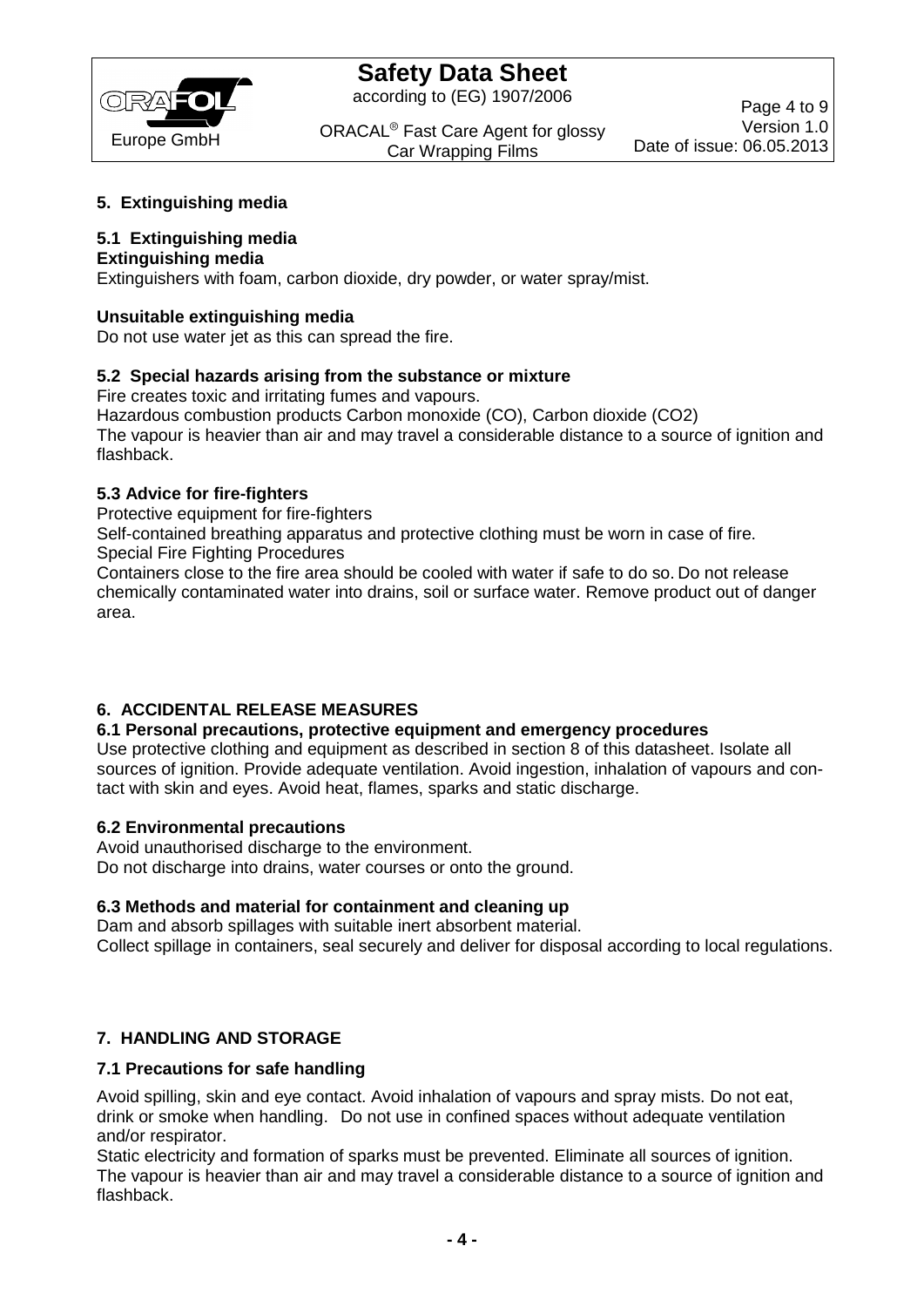## 5. Extinguishing media

### 5.1 Extinguishing media

**Extinguishing media**

Extinguishers with foam, carbon dioxide, dry powder, or water spray/mist.

**Unsuitable extinguishing media**

Do not use water jet as this can spread the fire.

### 5.2 Special hazards arising from the substance or mixture

Fire creates toxic and irritating fumes and vapours.
Hazardous combustion products Carbon monoxide (CO), Carbon dioxide ($CO_2$)
The vapour is heavier than air and may travel a considerable distance to a source of ignition and flashback.

### 5.3 Advice for fire-fighters

Protective equipment for fire-fighters
Self-contained breathing apparatus and protective clothing must be worn in case of fire.
Special Fire Fighting Procedures
Containers close to the fire area should be cooled with water if safe to do so. Do not release chemically contaminated water into drains, soil or surface water. Remove product out of danger area.

## 6. ACCIDENTAL RELEASE MEASURES

### 6.1 Personal precautions, protective equipment and emergency procedures

Use protective clothing and equipment as described in section 8 of this datasheet. Isolate all sources of ignition. Provide adequate ventilation. Avoid ingestion, inhalation of vapours and contact with skin and eyes. Avoid heat, flames, sparks and static discharge.

### 6.2 Environmental precautions

Avoid unauthorised discharge to the environment.
Do not discharge into drains, water courses or onto the ground.

### 6.3 Methods and material for containment and cleaning up

Dam and absorb spillages with suitable inert absorbent material.
Collect spillage in containers, seal securely and deliver for disposal according to local regulations.

## 7. HANDLING AND STORAGE

### 7.1 Precautions for safe handling

Avoid spilling, skin and eye contact. Avoid inhalation of vapours and spray mists. Do not eat, drink or smoke when handling. Do not use in confined spaces without adequate ventilation and/or respirator.

Static electricity and formation of sparks must be prevented. Eliminate all sources of ignition.
The vapour is heavier than air and may travel a considerable distance to a source of ignition and flashback.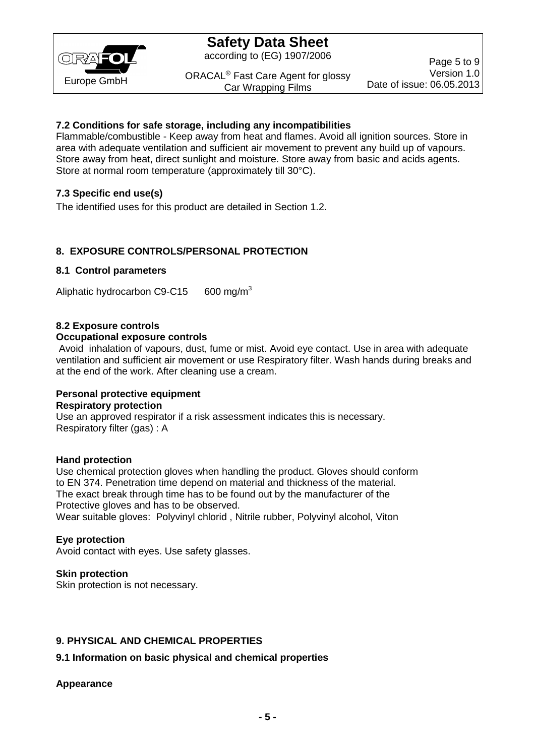### 7.2 Conditions for safe storage, including any incompatibilities

Flammable/combustible - Keep away from heat and flames. Avoid all ignition sources. Store in area with adequate ventilation and sufficient air movement to prevent any build up of vapours. Store away from heat, direct sunlight and moisture. Store away from basic and acids agents. Store at normal room temperature (approximately till 30°C).

### 7.3 Specific end use(s)

The identified uses for this product are detailed in Section 1.2.

## 8. EXPOSURE CONTROLS/PERSONAL PROTECTION

### 8.1 Control parameters

Aliphatic hydrocarbon C9-C15 600 mg/m$^3$

### 8.2 Exposure controls

**Occupational exposure controls**

Avoid inhalation of vapours, dust, fume or mist. Avoid eye contact. Use in area with adequate ventilation and sufficient air movement or use Respiratory filter. Wash hands during breaks and at the end of the work. After cleaning use a cream.

**Personal protective equipment**

**Respiratory protection**

Use an approved respirator if a risk assessment indicates this is necessary.
Respiratory filter (gas) : A

**Hand protection**

Use chemical protection gloves when handling the product. Gloves should conform to EN 374. Penetration time depend on material and thickness of the material. The exact break through time has to be found out by the manufacturer of the Protective gloves and has to be observed.
Wear suitable gloves: Polyvinyl chlorid , Nitrile rubber, Polyvinyl alcohol, Viton

**Eye protection**

Avoid contact with eyes. Use safety glasses.

**Skin protection**

Skin protection is not necessary.

## 9. PHYSICAL AND CHEMICAL PROPERTIES

### 9.1 Information on basic physical and chemical properties

**Appearance**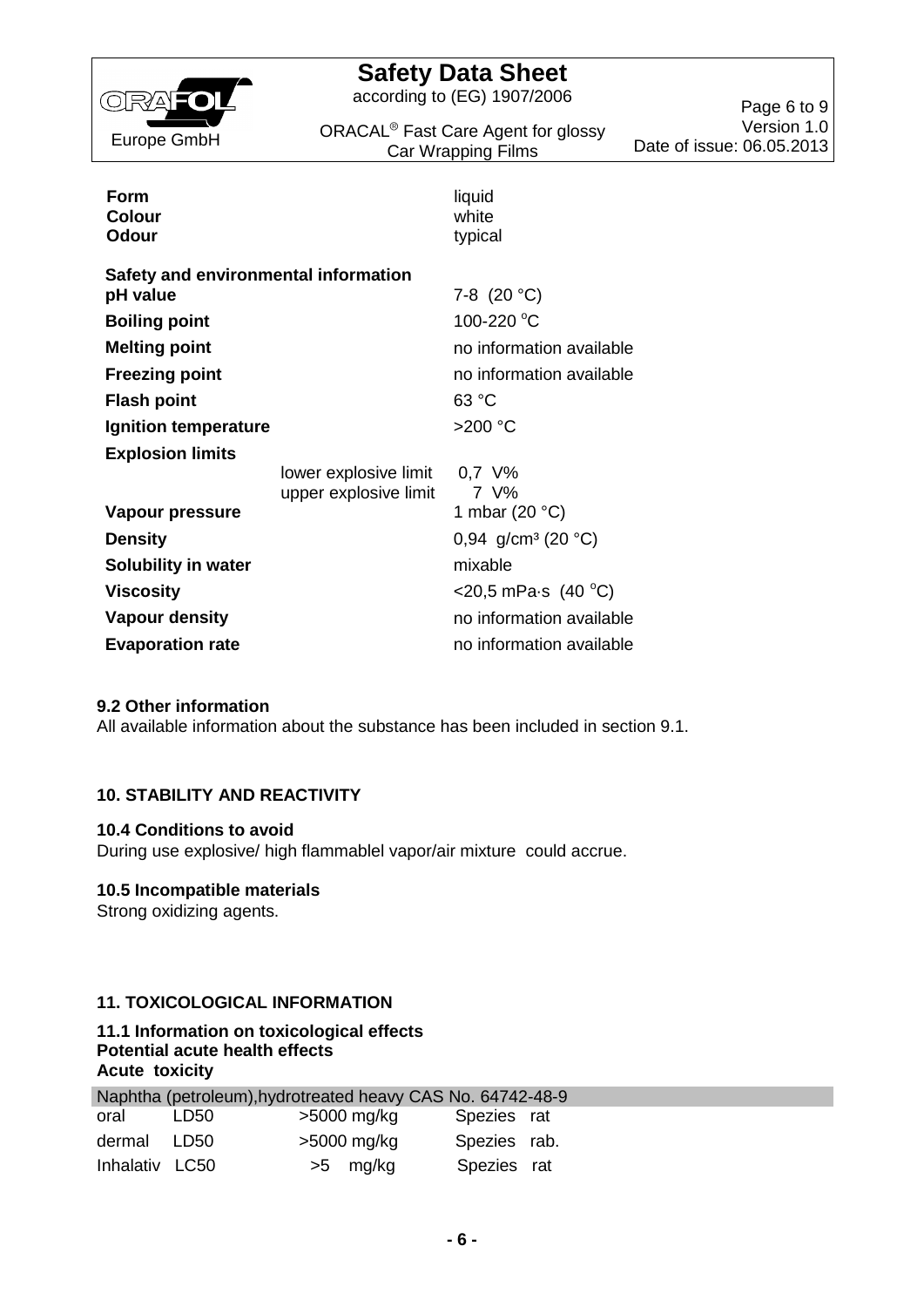| | |
|---|---|
| **Form** | liquid |
| **Colour** | white |
| **Odour** | typical |

**Safety and environmental information**

| | | |
|---|---|---|
| **pH value** | | 7-8 (20 °C) |
| **Boiling point** | | 100-220 °C |
| **Melting point** | | no information available |
| **Freezing point** | | no information available |
| **Flash point** | | 63 °C |
| **Ignition temperature** | | >200 °C |
| **Explosion limits** | lower explosive limit | 0,7 V% |
| | upper explosive limit | 7 V% |
| **Vapour pressure** | | 1 mbar (20 °C) |
| **Density** | | 0,94 g/cm³ (20 °C) |
| **Solubility in water** | | mixable |
| **Viscosity** | | <20,5 mPa·s (40 °C) |
| **Vapour density** | | no information available |
| **Evaporation rate** | | no information available |

### 9.2 Other information

All available information about the substance has been included in section 9.1.

## 10. STABILITY AND REACTIVITY

### 10.4 Conditions to avoid

During use explosive/ high flammablel vapor/air mixture could accrue.

### 10.5 Incompatible materials

Strong oxidizing agents.

## 11. TOXICOLOGICAL INFORMATION

### 11.1 Information on toxicological effects

**Potential acute health effects**

**Acute toxicity**

| Naphtha (petroleum),hydrotreated heavy CAS No. 64742-48-9 | | | |
|---|---|---|---|
| oral | LD50 | >5000 mg/kg | Spezies rat |
| dermal | LD50 | >5000 mg/kg | Spezies rab. |
| Inhalativ | LC50 | >5 mg/kg | Spezies rat |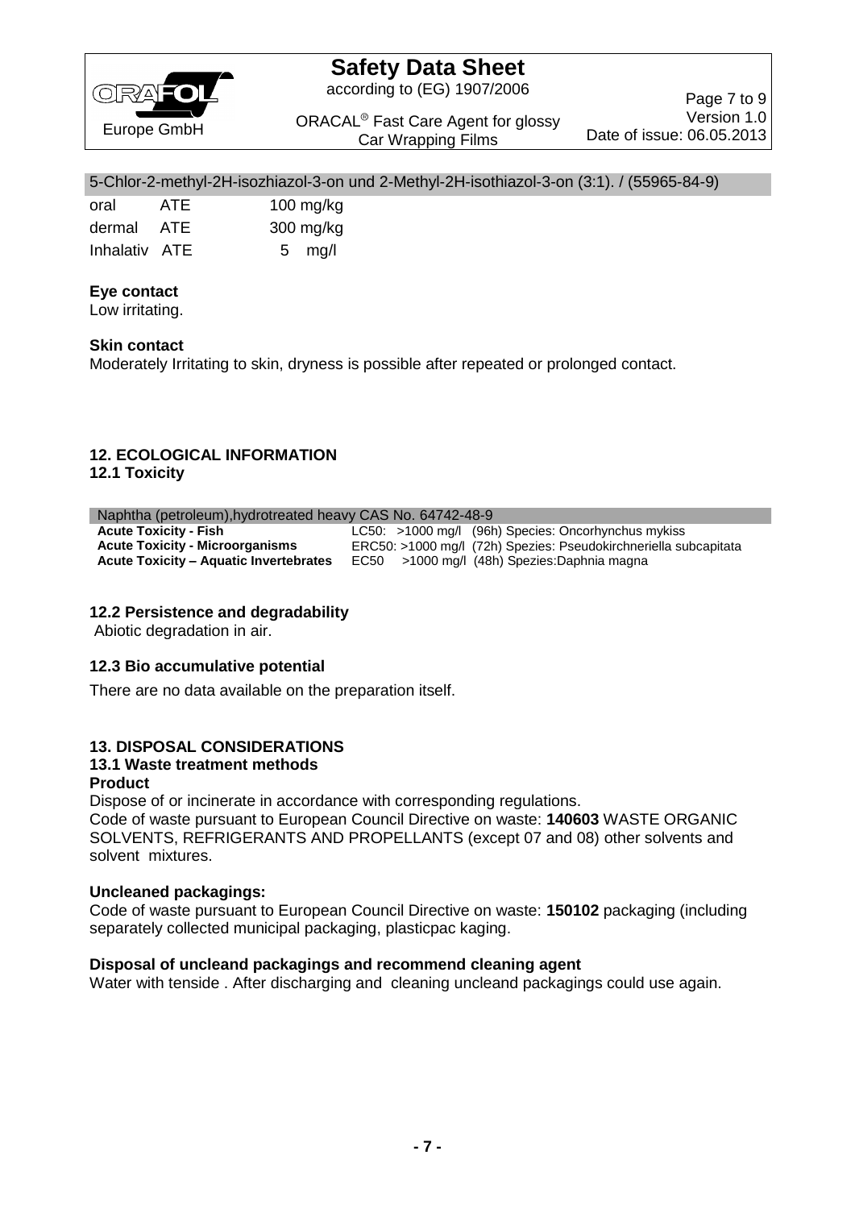| 5-Chlor-2-methyl-2H-isozhiazol-3-on und 2-Methyl-2H-isothiazol-3-on (3:1). / (55965-84-9) | | |
|---|---|---|
| oral | ATE | 100 mg/kg |
| dermal | ATE | 300 mg/kg |
| Inhalativ | ATE | 5 mg/l |

**Eye contact**

Low irritating.

**Skin contact**

Moderately Irritating to skin, dryness is possible after repeated or prolonged contact.

## 12. ECOLOGICAL INFORMATION

### 12.1 Toxicity

| Naphtha (petroleum),hydrotreated heavy CAS No. 64742-48-9 | |
|---|---|
| **Acute Toxicity - Fish** | LC50: >1000 mg/l (96h) Species: Oncorhynchus mykiss |
| **Acute Toxicity - Microorganisms** | ERC50: >1000 mg/l (72h) Spezies: Pseudokirchneriella subcapitata |
| **Acute Toxicity – Aquatic Invertebrates** | EC50 >1000 mg/l (48h) Spezies:Daphnia magna |

### 12.2 Persistence and degradability

Abiotic degradation in air.

### 12.3 Bio accumulative potential

There are no data available on the preparation itself.

## 13. DISPOSAL CONSIDERATIONS

### 13.1 Waste treatment methods

**Product**

Dispose of or incinerate in accordance with corresponding regulations.
Code of waste pursuant to European Council Directive on waste: **140603** WASTE ORGANIC SOLVENTS, REFRIGERANTS AND PROPELLANTS (except 07 and 08) other solvents and solvent mixtures.

**Uncleaned packagings:**

Code of waste pursuant to European Council Directive on waste: **150102** packaging (including separately collected municipal packaging, plasticpac kaging.

**Disposal of uncleand packagings and recommend cleaning agent**

Water with tenside . After discharging and cleaning uncleand packagings could use again.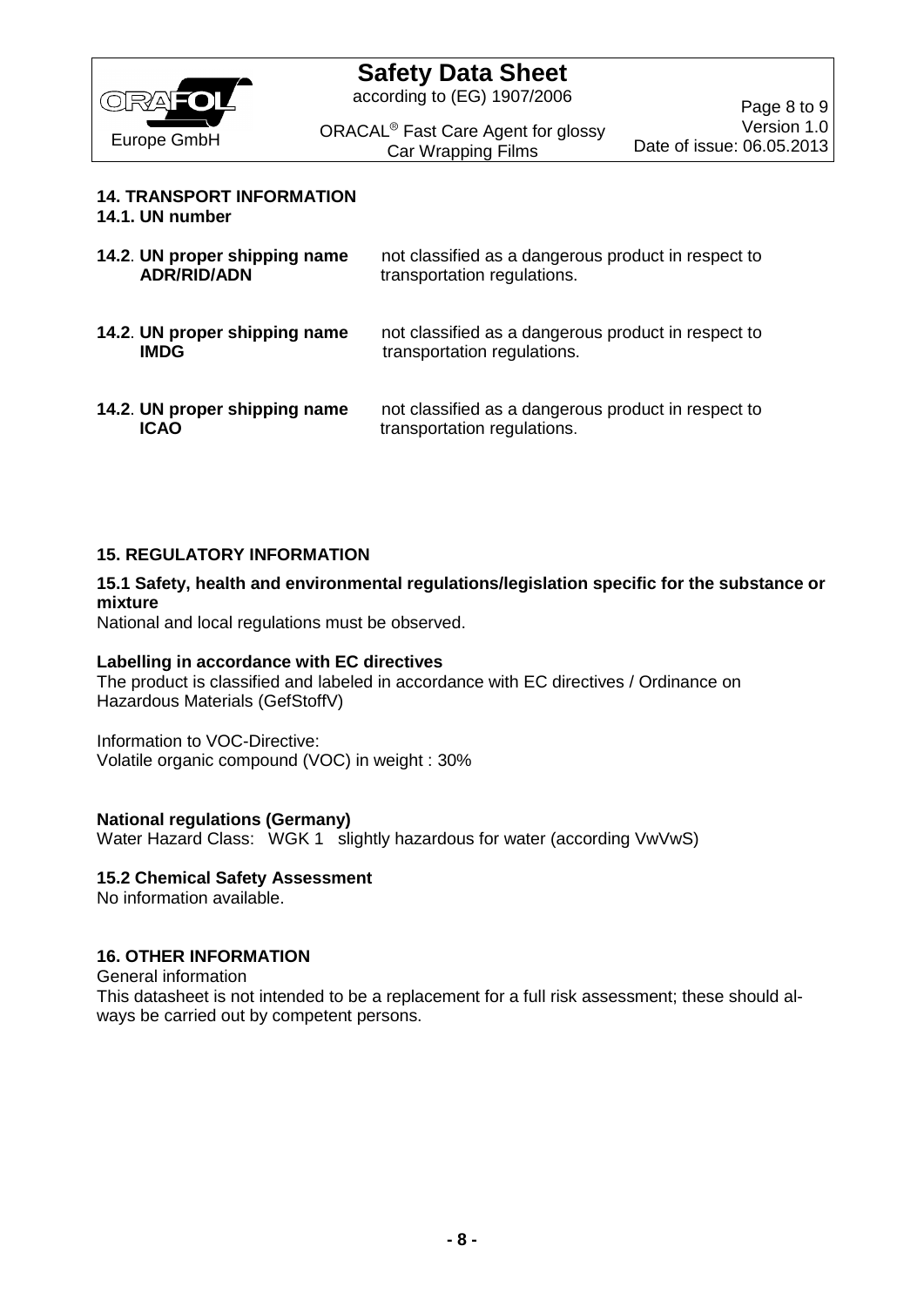## 14. TRANSPORT INFORMATION

### 14.1. UN number

| | |
|---|---|
| **14.2. UN proper shipping name ADR/RID/ADN** | not classified as a dangerous product in respect to transportation regulations. |
| **14.2. UN proper shipping name IMDG** | not classified as a dangerous product in respect to transportation regulations. |
| **14.2. UN proper shipping name ICAO** | not classified as a dangerous product in respect to transportation regulations. |

## 15. REGULATORY INFORMATION

### 15.1 Safety, health and environmental regulations/legislation specific for the substance or mixture

National and local regulations must be observed.

**Labelling in accordance with EC directives**

The product is classified and labeled in accordance with EC directives / Ordinance on Hazardous Materials (GefStoffV)

Information to VOC-Directive:
Volatile organic compound (VOC) in weight : 30%

**National regulations (Germany)**

Water Hazard Class: WGK 1 slightly hazardous for water (according VwVwS)

### 15.2 Chemical Safety Assessment

No information available.

## 16. OTHER INFORMATION

General information

This datasheet is not intended to be a replacement for a full risk assessment; these should always be carried out by competent persons.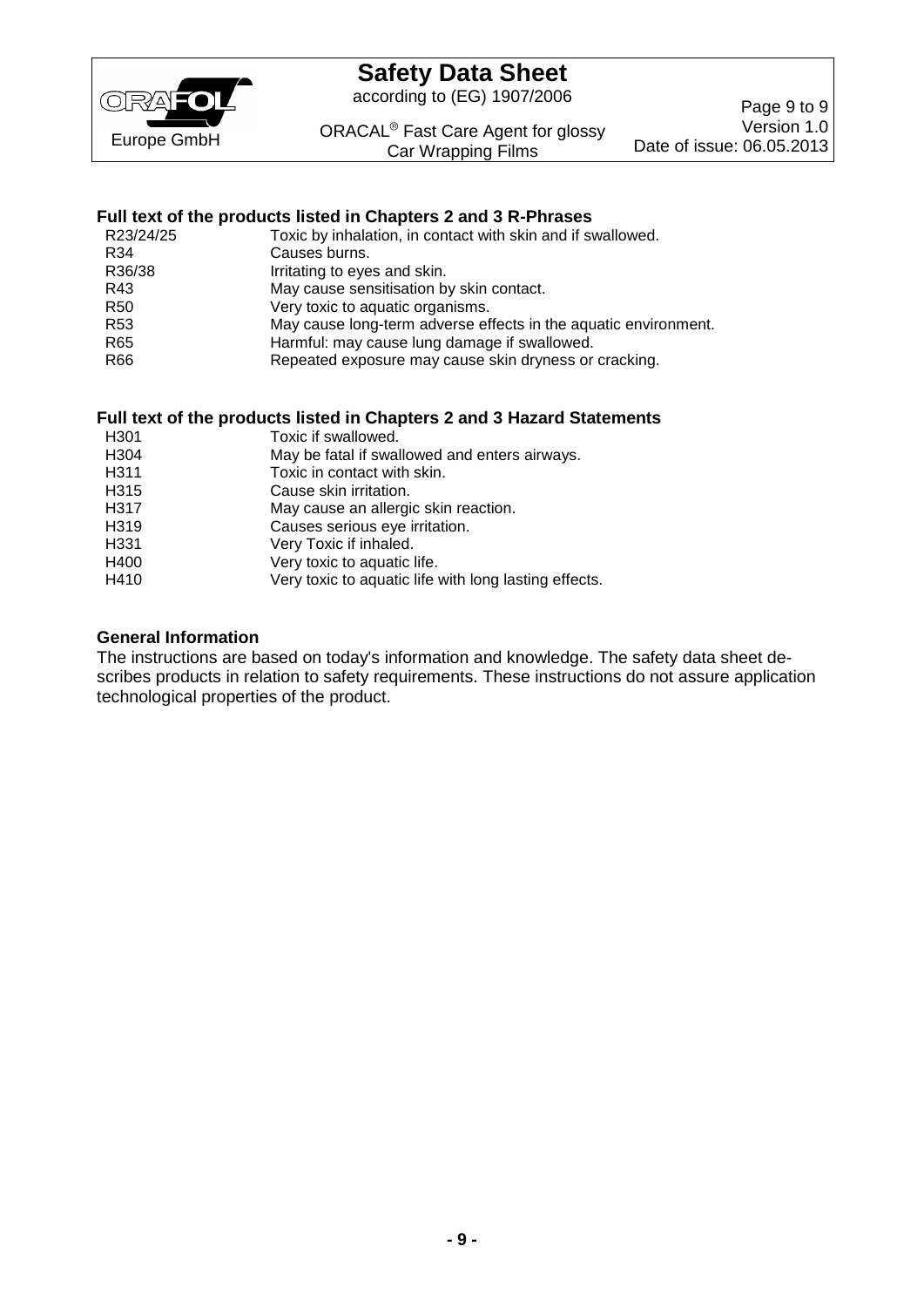### Full text of the products listed in Chapters 2 and 3 R-Phrases

| | |
|---|---|
| R23/24/25 | Toxic by inhalation, in contact with skin and if swallowed. |
| R34 | Causes burns. |
| R36/38 | Irritating to eyes and skin. |
| R43 | May cause sensitisation by skin contact. |
| R50 | Very toxic to aquatic organisms. |
| R53 | May cause long-term adverse effects in the aquatic environment. |
| R65 | Harmful: may cause lung damage if swallowed. |
| R66 | Repeated exposure may cause skin dryness or cracking. |

### Full text of the products listed in Chapters 2 and 3 Hazard Statements

| | |
|---|---|
| H301 | Toxic if swallowed. |
| H304 | May be fatal if swallowed and enters airways. |
| H311 | Toxic in contact with skin. |
| H315 | Cause skin irritation. |
| H317 | May cause an allergic skin reaction. |
| H319 | Causes serious eye irritation. |
| H331 | Very Toxic if inhaled. |
| H400 | Very toxic to aquatic life. |
| H410 | Very toxic to aquatic life with long lasting effects. |

### General Information

The instructions are based on today's information and knowledge. The safety data sheet describes products in relation to safety requirements. These instructions do not assure application technological properties of the product.